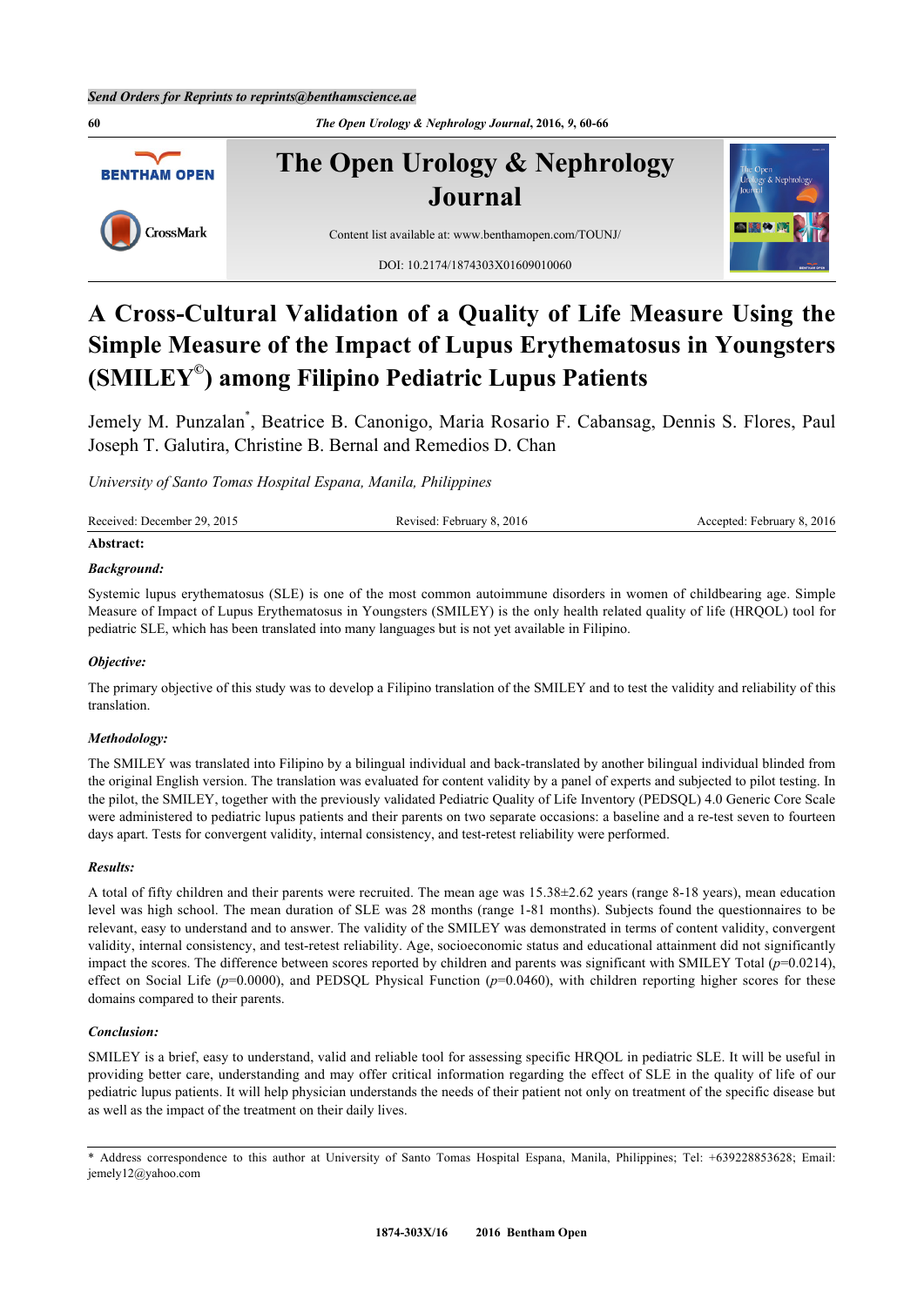# A Cross-Cultural Validation of a Quality of Life Measure Using the Simple Measure of the Impact of Lupus Erythematosus in Youngsters (SMILEY©) among Filipino Pediatric Lupus Patients

Jemely M. Punzalan*, Beatrice B. Canonigo, Maria Rosario F. Cabansag, Dennis S. Flores, Paul Joseph T. Galutira, Christine B. Bernal and Remedios D. Chan

*University of Santo Tomas Hospital Espana, Manila, Philippines*

Received: December 29, 2015 | Revised: February 8, 2016 | Accepted: February 8, 2016

**Abstract:**

***Background:***

Systemic lupus erythematosus (SLE) is one of the most common autoimmune disorders in women of childbearing age. Simple Measure of Impact of Lupus Erythematosus in Youngsters (SMILEY) is the only health related quality of life (HRQOL) tool for pediatric SLE, which has been translated into many languages but is not yet available in Filipino.

***Objective:***

The primary objective of this study was to develop a Filipino translation of the SMILEY and to test the validity and reliability of this translation.

***Methodology:***

The SMILEY was translated into Filipino by a bilingual individual and back-translated by another bilingual individual blinded from the original English version. The translation was evaluated for content validity by a panel of experts and subjected to pilot testing. In the pilot, the SMILEY, together with the previously validated Pediatric Quality of Life Inventory (PEDSQL) 4.0 Generic Core Scale were administered to pediatric lupus patients and their parents on two separate occasions: a baseline and a re-test seven to fourteen days apart. Tests for convergent validity, internal consistency, and test-retest reliability were performed.

***Results:***

A total of fifty children and their parents were recruited. The mean age was 15.38±2.62 years (range 8-18 years), mean education level was high school. The mean duration of SLE was 28 months (range 1-81 months). Subjects found the questionnaires to be relevant, easy to understand and to answer. The validity of the SMILEY was demonstrated in terms of content validity, convergent validity, internal consistency, and test-retest reliability. Age, socioeconomic status and educational attainment did not significantly impact the scores. The difference between scores reported by children and parents was significant with SMILEY Total ($p$=0.0214), effect on Social Life ($p$=0.0000), and PEDSQL Physical Function ($p$=0.0460), with children reporting higher scores for these domains compared to their parents.

***Conclusion:***

SMILEY is a brief, easy to understand, valid and reliable tool for assessing specific HRQOL in pediatric SLE. It will be useful in providing better care, understanding and may offer critical information regarding the effect of SLE in the quality of life of our pediatric lupus patients. It will help physician understands the needs of their patient not only on treatment of the specific disease but as well as the impact of the treatment on their daily lives.

\* Address correspondence to this author at University of Santo Tomas Hospital Espana, Manila, Philippines; Tel: +639228853628; Email: jemely12@yahoo.com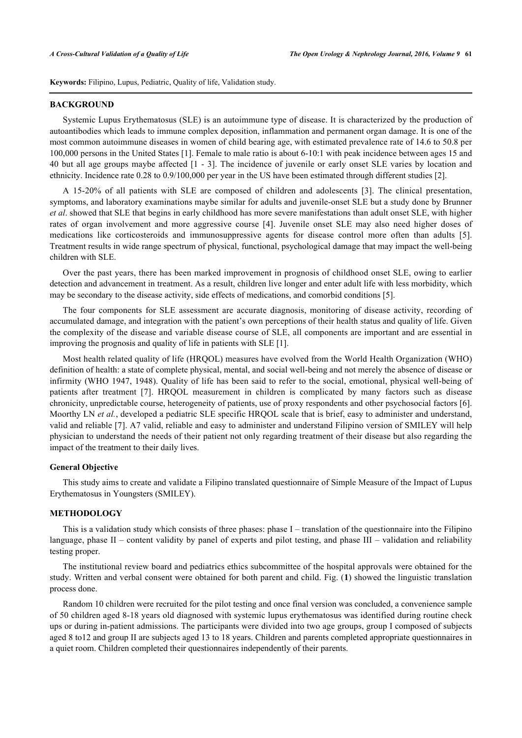**Keywords:** Filipino, Lupus, Pediatric, Quality of life, Validation study.

## BACKGROUND

Systemic Lupus Erythematosus (SLE) is an autoimmune type of disease. It is characterized by the production of autoantibodies which leads to immune complex deposition, inflammation and permanent organ damage. It is one of the most common autoimmune diseases in women of child bearing age, with estimated prevalence rate of 14.6 to 50.8 per 100,000 persons in the United States [1]. Female to male ratio is about 6-10:1 with peak incidence between ages 15 and 40 but all age groups maybe affected [1 - 3]. The incidence of juvenile or early onset SLE varies by location and ethnicity. Incidence rate 0.28 to 0.9/100,000 per year in the US have been estimated through different studies [2].

A 15-20% of all patients with SLE are composed of children and adolescents [3]. The clinical presentation, symptoms, and laboratory examinations maybe similar for adults and juvenile-onset SLE but a study done by Brunner *et al*. showed that SLE that begins in early childhood has more severe manifestations than adult onset SLE, with higher rates of organ involvement and more aggressive course [4]. Juvenile onset SLE may also need higher doses of medications like corticosteroids and immunosuppressive agents for disease control more often than adults [5]. Treatment results in wide range spectrum of physical, functional, psychological damage that may impact the well-being children with SLE.

Over the past years, there has been marked improvement in prognosis of childhood onset SLE, owing to earlier detection and advancement in treatment. As a result, children live longer and enter adult life with less morbidity, which may be secondary to the disease activity, side effects of medications, and comorbid conditions [5].

The four components for SLE assessment are accurate diagnosis, monitoring of disease activity, recording of accumulated damage, and integration with the patient's own perceptions of their health status and quality of life. Given the complexity of the disease and variable disease course of SLE, all components are important and are essential in improving the prognosis and quality of life in patients with SLE [1].

Most health related quality of life (HRQOL) measures have evolved from the World Health Organization (WHO) definition of health: a state of complete physical, mental, and social well-being and not merely the absence of disease or infirmity (WHO 1947, 1948). Quality of life has been said to refer to the social, emotional, physical well-being of patients after treatment [7]. HRQOL measurement in children is complicated by many factors such as disease chronicity, unpredictable course, heterogeneity of patients, use of proxy respondents and other psychosocial factors [6]. Moorthy LN *et al.*, developed a pediatric SLE specific HRQOL scale that is brief, easy to administer and understand, valid and reliable [7]. A7 valid, reliable and easy to administer and understand Filipino version of SMILEY will help physician to understand the needs of their patient not only regarding treatment of their disease but also regarding the impact of the treatment to their daily lives.

### General Objective

This study aims to create and validate a Filipino translated questionnaire of Simple Measure of the Impact of Lupus Erythematosus in Youngsters (SMILEY).

## METHODOLOGY

This is a validation study which consists of three phases: phase I – translation of the questionnaire into the Filipino language, phase II – content validity by panel of experts and pilot testing, and phase III – validation and reliability testing proper.

The institutional review board and pediatrics ethics subcommittee of the hospital approvals were obtained for the study. Written and verbal consent were obtained for both parent and child. Fig. (**1**) showed the linguistic translation process done.

Random 10 children were recruited for the pilot testing and once final version was concluded, a convenience sample of 50 children aged 8-18 years old diagnosed with systemic lupus erythematosus was identified during routine check ups or during in-patient admissions. The participants were divided into two age groups, group I composed of subjects aged 8 to12 and group II are subjects aged 13 to 18 years. Children and parents completed appropriate questionnaires in a quiet room. Children completed their questionnaires independently of their parents.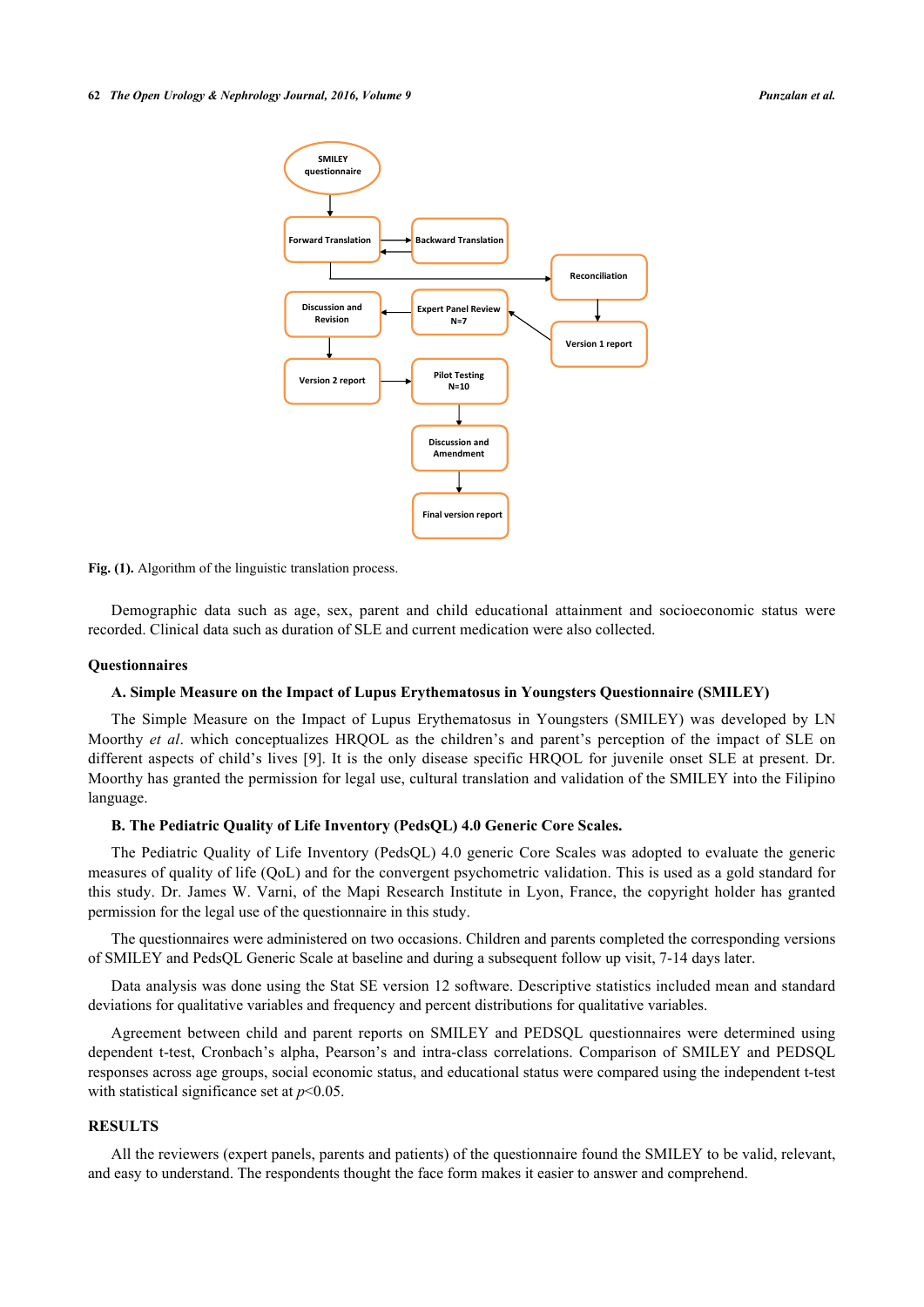Fig. (1). Algorithm of the linguistic translation process.

Demographic data such as age, sex, parent and child educational attainment and socioeconomic status were recorded. Clinical data such as duration of SLE and current medication were also collected.

### Questionnaires

#### A. Simple Measure on the Impact of Lupus Erythematosus in Youngsters Questionnaire (SMILEY)

The Simple Measure on the Impact of Lupus Erythematosus in Youngsters (SMILEY) was developed by LN Moorthy *et al*. which conceptualizes HRQOL as the children's and parent's perception of the impact of SLE on different aspects of child's lives [9]. It is the only disease specific HRQOL for juvenile onset SLE at present. Dr. Moorthy has granted the permission for legal use, cultural translation and validation of the SMILEY into the Filipino language.

#### B. The Pediatric Quality of Life Inventory (PedsQL) 4.0 Generic Core Scales.

The Pediatric Quality of Life Inventory (PedsQL) 4.0 generic Core Scales was adopted to evaluate the generic measures of quality of life (QoL) and for the convergent psychometric validation. This is used as a gold standard for this study. Dr. James W. Varni, of the Mapi Research Institute in Lyon, France, the copyright holder has granted permission for the legal use of the questionnaire in this study.

The questionnaires were administered on two occasions. Children and parents completed the corresponding versions of SMILEY and PedsQL Generic Scale at baseline and during a subsequent follow up visit, 7-14 days later.

Data analysis was done using the Stat SE version 12 software. Descriptive statistics included mean and standard deviations for qualitative variables and frequency and percent distributions for qualitative variables.

Agreement between child and parent reports on SMILEY and PEDSQL questionnaires were determined using dependent t-test, Cronbach's alpha, Pearson's and intra-class correlations. Comparison of SMILEY and PEDSQL responses across age groups, social economic status, and educational status were compared using the independent t-test with statistical significance set at $p<0.05$.

## RESULTS

All the reviewers (expert panels, parents and patients) of the questionnaire found the SMILEY to be valid, relevant, and easy to understand. The respondents thought the face form makes it easier to answer and comprehend.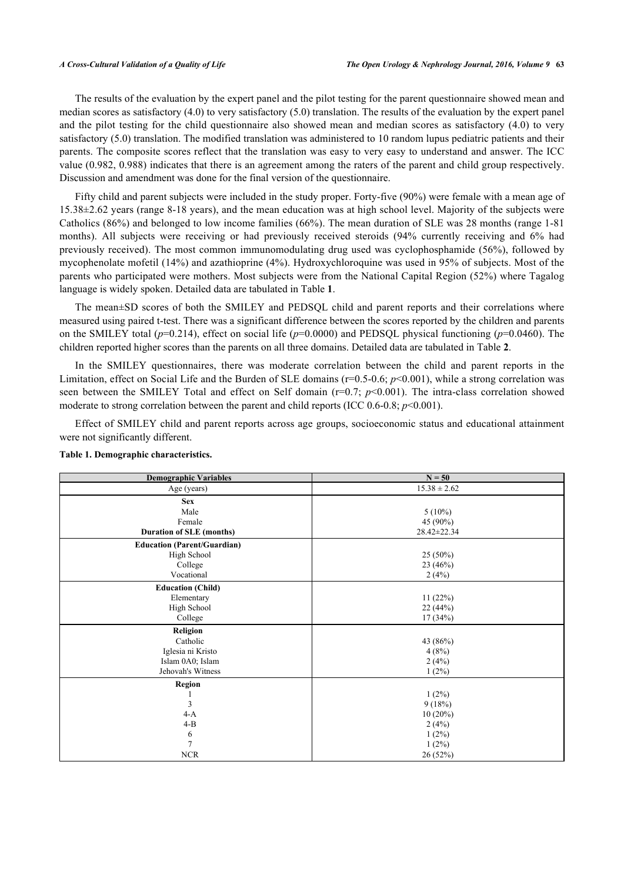The results of the evaluation by the expert panel and the pilot testing for the parent questionnaire showed mean and median scores as satisfactory (4.0) to very satisfactory (5.0) translation. The results of the evaluation by the expert panel and the pilot testing for the child questionnaire also showed mean and median scores as satisfactory (4.0) to very satisfactory (5.0) translation. The modified translation was administered to 10 random lupus pediatric patients and their parents. The composite scores reflect that the translation was easy to very easy to understand and answer. The ICC value (0.982, 0.988) indicates that there is an agreement among the raters of the parent and child group respectively. Discussion and amendment was done for the final version of the questionnaire.

Fifty child and parent subjects were included in the study proper. Forty-five (90%) were female with a mean age of 15.38±2.62 years (range 8-18 years), and the mean education was at high school level. Majority of the subjects were Catholics (86%) and belonged to low income families (66%). The mean duration of SLE was 28 months (range 1-81 months). All subjects were receiving or had previously received steroids (94% currently receiving and 6% had previously received). The most common immunomodulating drug used was cyclophosphamide (56%), followed by mycophenolate mofetil (14%) and azathioprine (4%). Hydroxychloroquine was used in 95% of subjects. Most of the parents who participated were mothers. Most subjects were from the National Capital Region (52%) where Tagalog language is widely spoken. Detailed data are tabulated in Table **1**.

The mean±SD scores of both the SMILEY and PEDSQL child and parent reports and their correlations where measured using paired t-test. There was a significant difference between the scores reported by the children and parents on the SMILEY total ($p$=0.214), effect on social life ($p$=0.0000) and PEDSQL physical functioning ($p$=0.0460). The children reported higher scores than the parents on all three domains. Detailed data are tabulated in Table **2**.

In the SMILEY questionnaires, there was moderate correlation between the child and parent reports in the Limitation, effect on Social Life and the Burden of SLE domains (r=0.5-0.6; $p$<0.001), while a strong correlation was seen between the SMILEY Total and effect on Self domain (r=0.7; $p$<0.001). The intra-class correlation showed moderate to strong correlation between the parent and child reports (ICC 0.6-0.8; $p$<0.001).

Effect of SMILEY child and parent reports across age groups, socioeconomic status and educational attainment were not significantly different.

**Table 1. Demographic characteristics.**

| Demographic Variables | N = 50 |
|---|---|
| Age (years) | 15.38 ± 2.62 |
| **Sex** | |
| Male | 5 (10%) |
| Female | 45 (90%) |
| **Duration of SLE (months)** | 28.42±22.34 |
| **Education (Parent/Guardian)** | |
| High School | 25 (50%) |
| College | 23 (46%) |
| Vocational | 2 (4%) |
| **Education (Child)** | |
| Elementary | 11 (22%) |
| High School | 22 (44%) |
| College | 17 (34%) |
| **Religion** | |
| Catholic | 43 (86%) |
| Iglesia ni Kristo | 4 (8%) |
| Islam 0A0; Islam | 2 (4%) |
| Jehovah's Witness | 1 (2%) |
| **Region** | |
| 1 | 1 (2%) |
| 3 | 9 (18%) |
| 4-A | 10 (20%) |
| 4-B | 2 (4%) |
| 6 | 1 (2%) |
| 7 | 1 (2%) |
| NCR | 26 (52%) |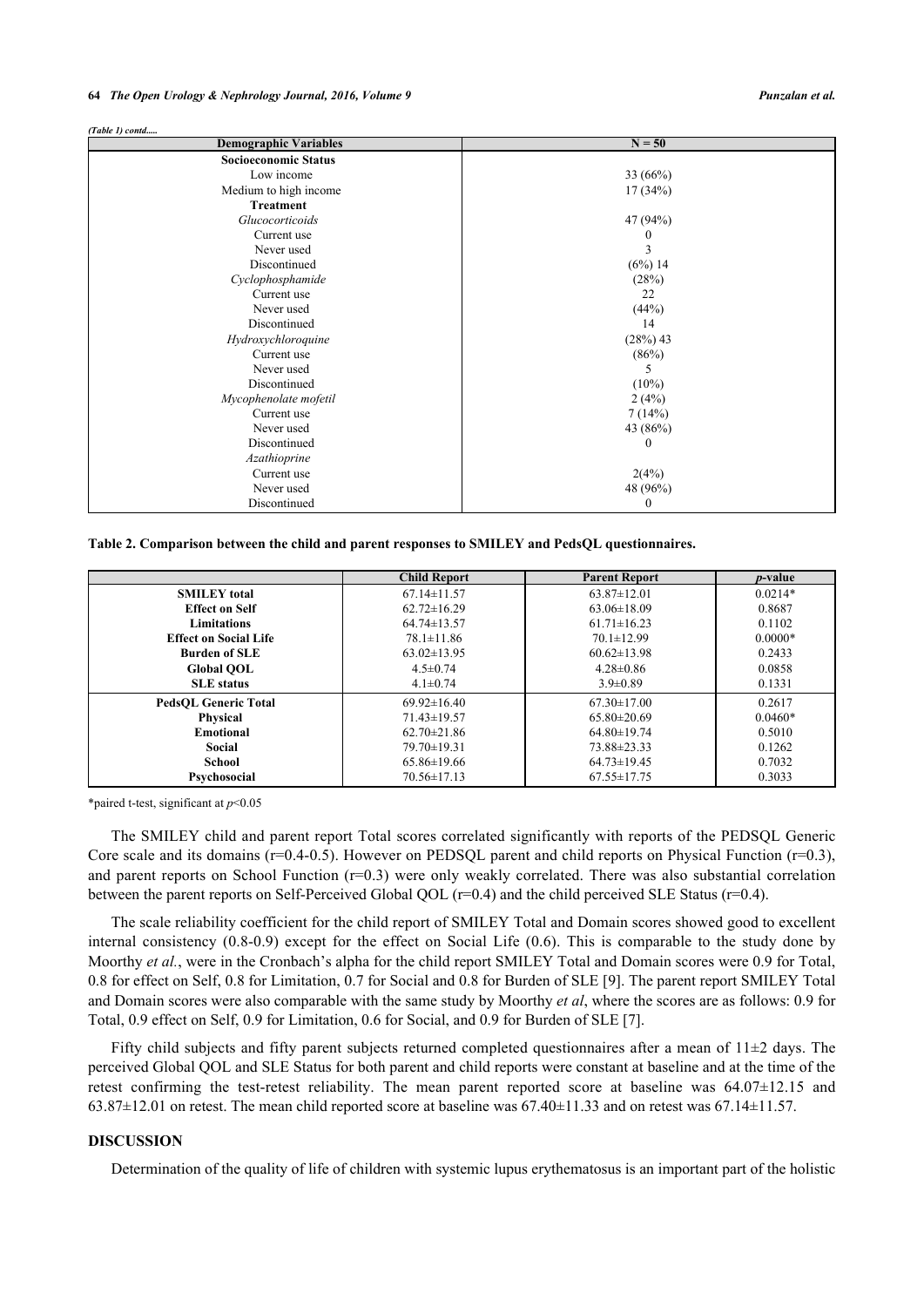*(Table 1) contd.....*

| Demographic Variables | N = 50 |
|---|---|
| **Socioeconomic Status** | |
| Low income | 33 (66%) |
| Medium to high income | 17 (34%) |
| **Treatment** | |
| *Glucocorticoids* | 47 (94%) |
| Current use | 0 |
| Never used | 3 |
| Discontinued | (6%) 14 |
| *Cyclophosphamide* | (28%) |
| Current use | 22 |
| Never used | (44%) |
| Discontinued | 14 |
| *Hydroxychloroquine* | (28%) 43 |
| Current use | (86%) |
| Never used | 5 |
| Discontinued | (10%) |
| *Mycophenolate mofetil* | 2 (4%) |
| Current use | 7 (14%) |
| Never used | 43 (86%) |
| Discontinued | 0 |
| *Azathioprine* | |
| Current use | 2(4%) |
| Never used | 48 (96%) |
| Discontinued | 0 |

**Table 2. Comparison between the child and parent responses to SMILEY and PedsQL questionnaires.**

| | Child Report | Parent Report | *p*-value |
|---|---|---|---|
| **SMILEY total** | 67.14±11.57 | 63.87±12.01 | 0.0214* |
| **Effect on Self** | 62.72±16.29 | 63.06±18.09 | 0.8687 |
| **Limitations** | 64.74±13.57 | 61.71±16.23 | 0.1102 |
| **Effect on Social Life** | 78.1±11.86 | 70.1±12.99 | 0.0000* |
| **Burden of SLE** | 63.02±13.95 | 60.62±13.98 | 0.2433 |
| **Global QOL** | 4.5±0.74 | 4.28±0.86 | 0.0858 |
| **SLE status** | 4.1±0.74 | 3.9±0.89 | 0.1331 |
| **PedsQL Generic Total** | 69.92±16.40 | 67.30±17.00 | 0.2617 |
| **Physical** | 71.43±19.57 | 65.80±20.69 | 0.0460* |
| **Emotional** | 62.70±21.86 | 64.80±19.74 | 0.5010 |
| **Social** | 79.70±19.31 | 73.88±23.33 | 0.1262 |
| **School** | 65.86±19.66 | 64.73±19.45 | 0.7032 |
| **Psychosocial** | 70.56±17.13 | 67.55±17.75 | 0.3033 |

*paired t-test, significant at $p$<0.05

The SMILEY child and parent report Total scores correlated significantly with reports of the PEDSQL Generic Core scale and its domains (r=0.4-0.5). However on PEDSQL parent and child reports on Physical Function (r=0.3), and parent reports on School Function (r=0.3) were only weakly correlated. There was also substantial correlation between the parent reports on Self-Perceived Global QOL (r=0.4) and the child perceived SLE Status (r=0.4).

The scale reliability coefficient for the child report of SMILEY Total and Domain scores showed good to excellent internal consistency (0.8-0.9) except for the effect on Social Life (0.6). This is comparable to the study done by Moorthy *et al.*, were in the Cronbach's alpha for the child report SMILEY Total and Domain scores were 0.9 for Total, 0.8 for effect on Self, 0.8 for Limitation, 0.7 for Social and 0.8 for Burden of SLE [9]. The parent report SMILEY Total and Domain scores were also comparable with the same study by Moorthy *et al*, where the scores are as follows: 0.9 for Total, 0.9 effect on Self, 0.9 for Limitation, 0.6 for Social, and 0.9 for Burden of SLE [7].

Fifty child subjects and fifty parent subjects returned completed questionnaires after a mean of 11±2 days. The perceived Global QOL and SLE Status for both parent and child reports were constant at baseline and at the time of the retest confirming the test-retest reliability. The mean parent reported score at baseline was 64.07±12.15 and 63.87±12.01 on retest. The mean child reported score at baseline was 67.40±11.33 and on retest was 67.14±11.57.

## DISCUSSION

Determination of the quality of life of children with systemic lupus erythematosus is an important part of the holistic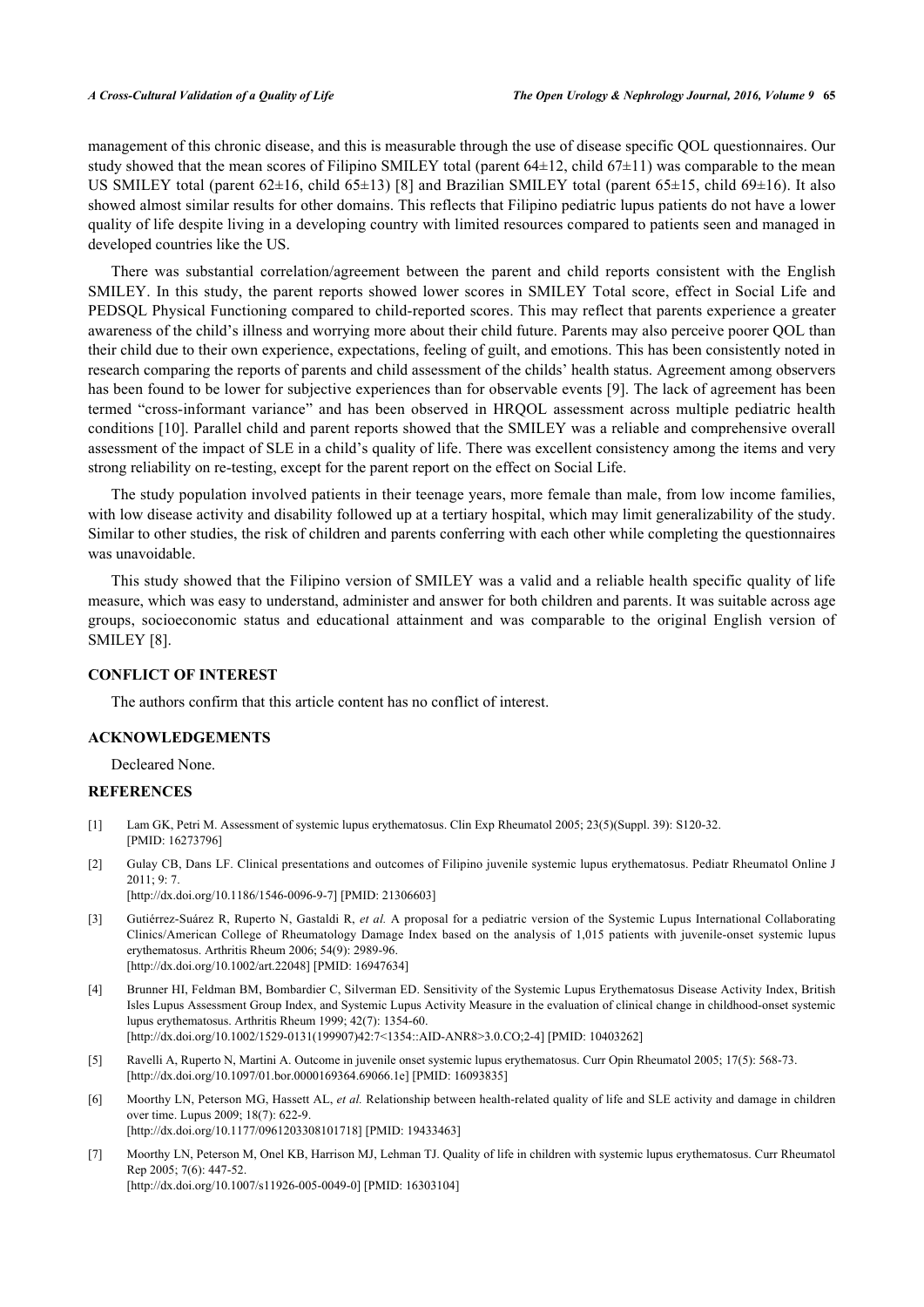management of this chronic disease, and this is measurable through the use of disease specific QOL questionnaires. Our study showed that the mean scores of Filipino SMILEY total (parent 64±12, child 67±11) was comparable to the mean US SMILEY total (parent 62±16, child 65±13) [8] and Brazilian SMILEY total (parent 65±15, child 69±16). It also showed almost similar results for other domains. This reflects that Filipino pediatric lupus patients do not have a lower quality of life despite living in a developing country with limited resources compared to patients seen and managed in developed countries like the US.

There was substantial correlation/agreement between the parent and child reports consistent with the English SMILEY. In this study, the parent reports showed lower scores in SMILEY Total score, effect in Social Life and PEDSQL Physical Functioning compared to child-reported scores. This may reflect that parents experience a greater awareness of the child's illness and worrying more about their child future. Parents may also perceive poorer QOL than their child due to their own experience, expectations, feeling of guilt, and emotions. This has been consistently noted in research comparing the reports of parents and child assessment of the childs' health status. Agreement among observers has been found to be lower for subjective experiences than for observable events [9]. The lack of agreement has been termed "cross-informant variance" and has been observed in HRQOL assessment across multiple pediatric health conditions [10]. Parallel child and parent reports showed that the SMILEY was a reliable and comprehensive overall assessment of the impact of SLE in a child's quality of life. There was excellent consistency among the items and very strong reliability on re-testing, except for the parent report on the effect on Social Life.

The study population involved patients in their teenage years, more female than male, from low income families, with low disease activity and disability followed up at a tertiary hospital, which may limit generalizability of the study. Similar to other studies, the risk of children and parents conferring with each other while completing the questionnaires was unavoidable.

This study showed that the Filipino version of SMILEY was a valid and a reliable health specific quality of life measure, which was easy to understand, administer and answer for both children and parents. It was suitable across age groups, socioeconomic status and educational attainment and was comparable to the original English version of SMILEY [8].

## CONFLICT OF INTEREST

The authors confirm that this article content has no conflict of interest.

## ACKNOWLEDGEMENTS

Decleared None.

## REFERENCES

[1] Lam GK, Petri M. Assessment of systemic lupus erythematosus. Clin Exp Rheumatol 2005; 23(5)(Suppl. 39): S120-32. [PMID: 16273796]

[2] Gulay CB, Dans LF. Clinical presentations and outcomes of Filipino juvenile systemic lupus erythematosus. Pediatr Rheumatol Online J 2011; 9: 7. [http://dx.doi.org/10.1186/1546-0096-9-7] [PMID: 21306603]

[3] Gutiérrez-Suárez R, Ruperto N, Gastaldi R, *et al.* A proposal for a pediatric version of the Systemic Lupus International Collaborating Clinics/American College of Rheumatology Damage Index based on the analysis of 1,015 patients with juvenile-onset systemic lupus erythematosus. Arthritis Rheum 2006; 54(9): 2989-96. [http://dx.doi.org/10.1002/art.22048] [PMID: 16947634]

[4] Brunner HI, Feldman BM, Bombardier C, Silverman ED. Sensitivity of the Systemic Lupus Erythematosus Disease Activity Index, British Isles Lupus Assessment Group Index, and Systemic Lupus Activity Measure in the evaluation of clinical change in childhood-onset systemic lupus erythematosus. Arthritis Rheum 1999; 42(7): 1354-60. [http://dx.doi.org/10.1002/1529-0131(199907)42:7<1354::AID-ANR8>3.0.CO;2-4] [PMID: 10403262]

[5] Ravelli A, Ruperto N, Martini A. Outcome in juvenile onset systemic lupus erythematosus. Curr Opin Rheumatol 2005; 17(5): 568-73. [http://dx.doi.org/10.1097/01.bor.0000169364.69066.1e] [PMID: 16093835]

[6] Moorthy LN, Peterson MG, Hassett AL, *et al.* Relationship between health-related quality of life and SLE activity and damage in children over time. Lupus 2009; 18(7): 622-9. [http://dx.doi.org/10.1177/0961203308101718] [PMID: 19433463]

[7] Moorthy LN, Peterson M, Onel KB, Harrison MJ, Lehman TJ. Quality of life in children with systemic lupus erythematosus. Curr Rheumatol Rep 2005; 7(6): 447-52. [http://dx.doi.org/10.1007/s11926-005-0049-0] [PMID: 16303104]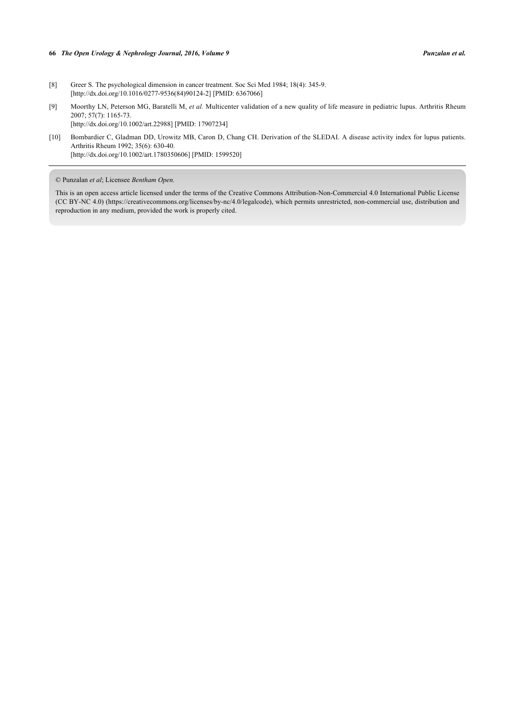[8] Greer S. The psychological dimension in cancer treatment. Soc Sci Med 1984; 18(4): 345-9. [http://dx.doi.org/10.1016/0277-9536(84)90124-2] [PMID: 6367066]

[9] Moorthy LN, Peterson MG, Baratelli M, *et al.* Multicenter validation of a new quality of life measure in pediatric lupus. Arthritis Rheum 2007; 57(7): 1165-73. [http://dx.doi.org/10.1002/art.22988] [PMID: 17907234]

[10] Bombardier C, Gladman DD, Urowitz MB, Caron D, Chang CH. Derivation of the SLEDAI. A disease activity index for lupus patients. Arthritis Rheum 1992; 35(6): 630-40. [http://dx.doi.org/10.1002/art.1780350606] [PMID: 1599520]

---

© Punzalan *et al*; Licensee *Bentham Open.*

This is an open access article licensed under the terms of the Creative Commons Attribution-Non-Commercial 4.0 International Public License (CC BY-NC 4.0) (https://creativecommons.org/licenses/by-nc/4.0/legalcode), which permits unrestricted, non-commercial use, distribution and reproduction in any medium, provided the work is properly cited.